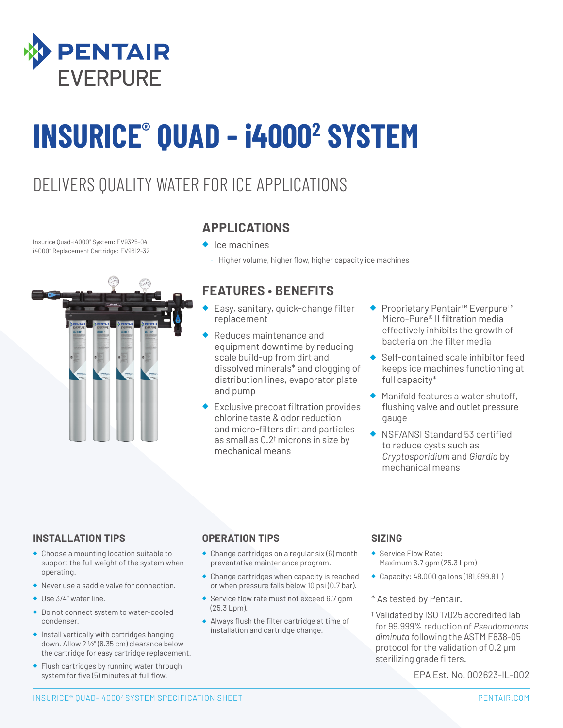PENTAIR
EVERPURE

# INSURICE® QUAD - i4000² SYSTEM

## DELIVERS QUALITY WATER FOR ICE APPLICATIONS

Insurice Quad-i4000² System: EV9325-04
i4000² Replacement Cartridge: EV9612-32

### APPLICATIONS

- Ice machines
  - Higher volume, higher flow, higher capacity ice machines

### FEATURES • BENEFITS

- Easy, sanitary, quick-change filter replacement
- Reduces maintenance and equipment downtime by reducing scale build-up from dirt and dissolved minerals* and clogging of distribution lines, evaporator plate and pump
- Exclusive precoat filtration provides chlorine taste & odor reduction and micro-filters dirt and particles as small as 0.2† microns in size by mechanical means
- Proprietary Pentair™ Everpure™ Micro-Pure® II filtration media effectively inhibits the growth of bacteria on the filter media
- Self-contained scale inhibitor feed keeps ice machines functioning at full capacity*
- Manifold features a water shutoff, flushing valve and outlet pressure gauge
- NSF/ANSI Standard 53 certified to reduce cysts such as *Cryptosporidium* and *Giardia* by mechanical means

### INSTALLATION TIPS

- Choose a mounting location suitable to support the full weight of the system when operating.
- Never use a saddle valve for connection.
- Use 3/4" water line.
- Do not connect system to water-cooled condenser.
- Install vertically with cartridges hanging down. Allow 2 ½" (6.35 cm) clearance below the cartridge for easy cartridge replacement.
- Flush cartridges by running water through system for five (5) minutes at full flow.

### OPERATION TIPS

- Change cartridges on a regular six (6) month preventative maintenance program.
- Change cartridges when capacity is reached or when pressure falls below 10 psi (0.7 bar).
- Service flow rate must not exceed 6.7 gpm (25.3 Lpm).
- Always flush the filter cartridge at time of installation and cartridge change.

### SIZING

- Service Flow Rate: Maximum 6.7 gpm (25.3 Lpm)
- Capacity: 48,000 gallons (181,699.8 L)

* As tested by Pentair.

† Validated by ISO 17025 accredited lab for 99.999% reduction of *Pseudomonas diminuta* following the ASTM F838-05 protocol for the validation of 0.2 µm sterilizing grade filters.

EPA Est. No. 002623-IL-002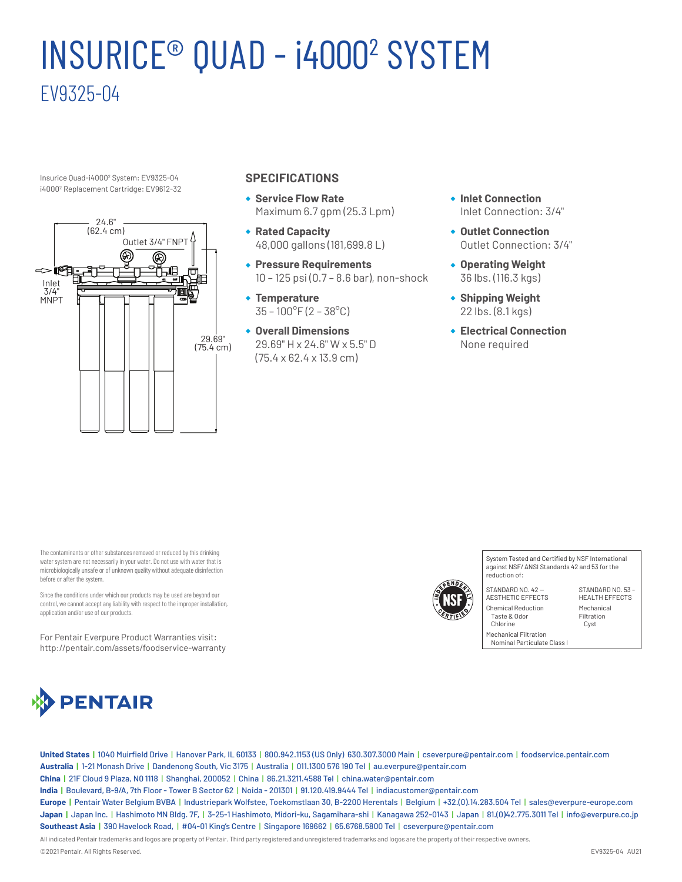# INSURICE® QUAD - i4000² SYSTEM

## EV9325-04

Insurice Quad-i4000² System: EV9325-04
i4000² Replacement Cartridge: EV9612-32

24.6"
(62.4 cm)
Outlet 3/4" FNPT
Inlet
3/4"
MNPT
29.69"
(75.4 cm)

### SPECIFICATIONS

- **Service Flow Rate**
  Maximum 6.7 gpm (25.3 Lpm)
- **Rated Capacity**
  48,000 gallons (181,699.8 L)
- **Pressure Requirements**
  10 – 125 psi (0.7 – 8.6 bar), non-shock
- **Temperature**
  35 – 100°F (2 – 38°C)
- **Overall Dimensions**
  29.69" H x 24.6" W x 5.5" D
  (75.4 x 62.4 x 13.9 cm)
- **Inlet Connection**
  Inlet Connection: 3/4"
- **Outlet Connection**
  Outlet Connection: 3/4"
- **Operating Weight**
  36 lbs. (116.3 kgs)
- **Shipping Weight**
  22 lbs. (8.1 kgs)
- **Electrical Connection**
  None required

The contaminants or other substances removed or reduced by this drinking water system are not necessarily in your water. Do not use with water that is microbiologically unsafe or of unknown quality without adequate disinfection before or after the system.

Since the conditions under which our products may be used are beyond our control, we cannot accept any liability with respect to the improper installation, application and/or use of our products.

For Pentair Everpure Product Warranties visit:
http://pentair.com/assets/foodservice-warranty

System Tested and Certified by NSF International against NSF/ ANSI Standards 42 and 53 for the reduction of:

| STANDARD NO. 42 – AESTHETIC EFFECTS | STANDARD NO. 53 – HEALTH EFFECTS |
|---|---|
| Chemical Reduction<br>Taste & Odor<br>Chlorine | Mechanical Filtration<br>Cyst |
| Mechanical Filtration<br>Nominal Particulate Class I | |

PENTAIR

**United States** | 1040 Muirfield Drive | Hanover Park, IL 60133 | 800.942.1153 (US Only) 630.307.3000 Main | cseverpure@pentair.com | foodservice.pentair.com
**Australia** | 1-21 Monash Drive | Dandenong South, Vic 3175 | Australia | 011.1300 576 190 Tel | au.everpure@pentair.com
**China** | 21F Cloud 9 Plaza, NO 1118 | Shanghai, 200052 | China | 86.21.3211.4588 Tel | china.water@pentair.com
**India** | Boulevard, B-9/A, 7th Floor - Tower B Sector 62 | Noida - 201301 | 91.120.419.9444 Tel | indiacustomer@pentair.com
**Europe** | Pentair Water Belgium BVBA | Industriepark Wolfstee, Toekomstlaan 30, B-2200 Herentals | Belgium | +32.(0).14.283.504 Tel | sales@everpure-europe.com
**Japan** | Japan Inc. | Hashimoto MN Bldg. 7F, | 3-25-1 Hashimoto, Midori-ku, Sagamihara-shi | Kanagawa 252-0143 | Japan | 81.(0)42.775.3011 Tel | info@everpure.co.jp
**Southeast Asia** | 390 Havelock Road, | #04-01 King's Centre | Singapore 169662 | 65.6768.5800 Tel | cseverpure@pentair.com

All indicated Pentair trademarks and logos are property of Pentair. Third party registered and unregistered trademarks and logos are the property of their respective owners.

©2021 Pentair. All Rights Reserved.

EV9325-04 AU21